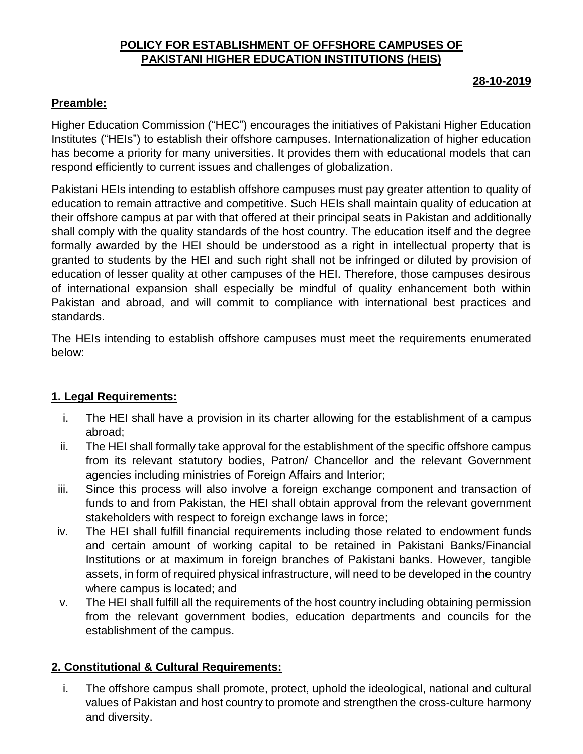# POLICY FOR ESTABLISHMENT OF OFFSHORE CAMPUSES OF PAKISTANI HIGHER EDUCATION INSTITUTIONS (HEIS)

**28-10-2019**

## Preamble:

Higher Education Commission ("HEC") encourages the initiatives of Pakistani Higher Education Institutes ("HEIs") to establish their offshore campuses. Internationalization of higher education has become a priority for many universities. It provides them with educational models that can respond efficiently to current issues and challenges of globalization.

Pakistani HEIs intending to establish offshore campuses must pay greater attention to quality of education to remain attractive and competitive. Such HEIs shall maintain quality of education at their offshore campus at par with that offered at their principal seats in Pakistan and additionally shall comply with the quality standards of the host country. The education itself and the degree formally awarded by the HEI should be understood as a right in intellectual property that is granted to students by the HEI and such right shall not be infringed or diluted by provision of education of lesser quality at other campuses of the HEI. Therefore, those campuses desirous of international expansion shall especially be mindful of quality enhancement both within Pakistan and abroad, and will commit to compliance with international best practices and standards.

The HEIs intending to establish offshore campuses must meet the requirements enumerated below:

## 1. Legal Requirements:

i. The HEI shall have a provision in its charter allowing for the establishment of a campus abroad;

ii. The HEI shall formally take approval for the establishment of the specific offshore campus from its relevant statutory bodies, Patron/ Chancellor and the relevant Government agencies including ministries of Foreign Affairs and Interior;

iii. Since this process will also involve a foreign exchange component and transaction of funds to and from Pakistan, the HEI shall obtain approval from the relevant government stakeholders with respect to foreign exchange laws in force;

iv. The HEI shall fulfill financial requirements including those related to endowment funds and certain amount of working capital to be retained in Pakistani Banks/Financial Institutions or at maximum in foreign branches of Pakistani banks. However, tangible assets, in form of required physical infrastructure, will need to be developed in the country where campus is located; and

v. The HEI shall fulfill all the requirements of the host country including obtaining permission from the relevant government bodies, education departments and councils for the establishment of the campus.

## 2. Constitutional & Cultural Requirements:

i. The offshore campus shall promote, protect, uphold the ideological, national and cultural values of Pakistan and host country to promote and strengthen the cross-culture harmony and diversity.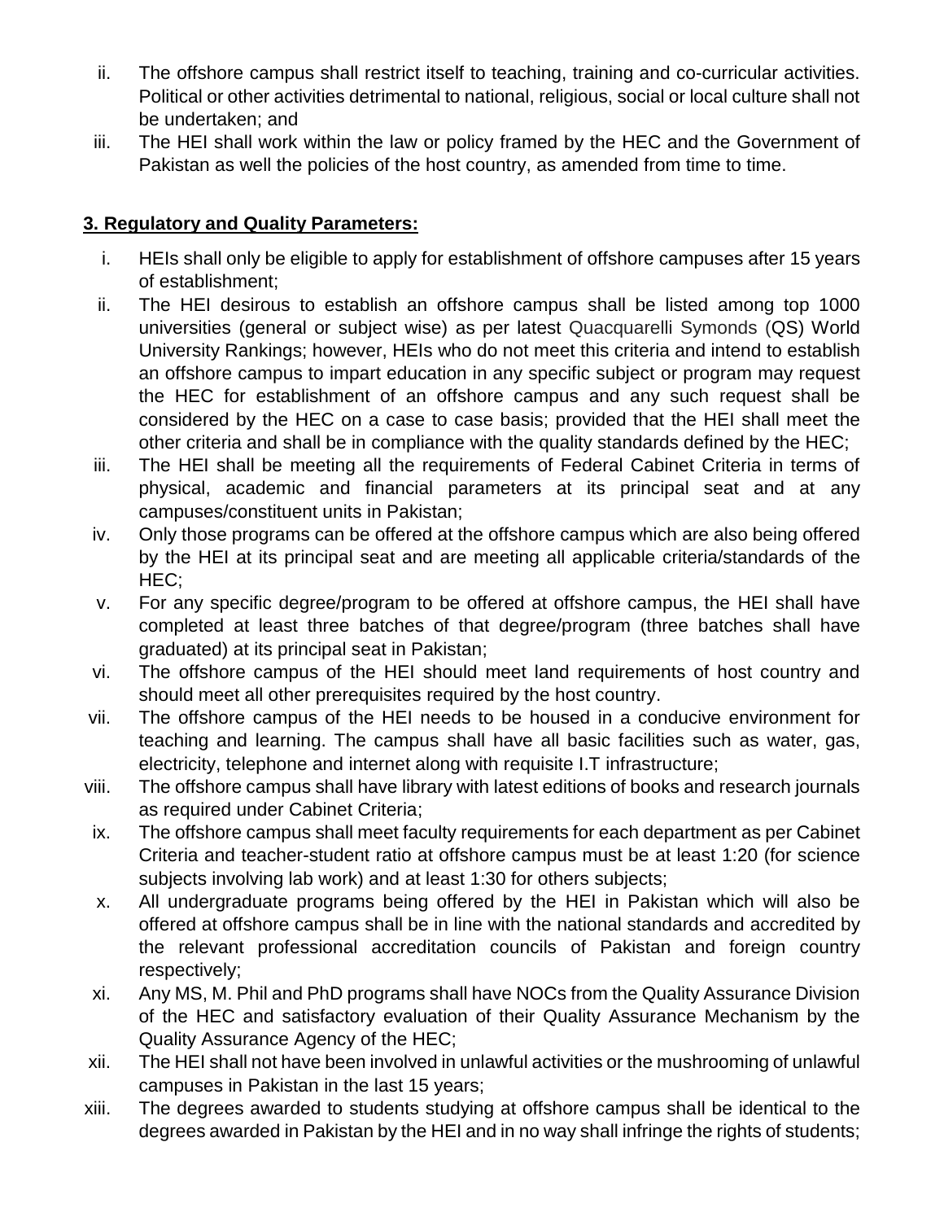ii. The offshore campus shall restrict itself to teaching, training and co-curricular activities. Political or other activities detrimental to national, religious, social or local culture shall not be undertaken; and

iii. The HEI shall work within the law or policy framed by the HEC and the Government of Pakistan as well the policies of the host country, as amended from time to time.

## **3. Regulatory and Quality Parameters:**

i. HEIs shall only be eligible to apply for establishment of offshore campuses after 15 years of establishment;

ii. The HEI desirous to establish an offshore campus shall be listed among top 1000 universities (general or subject wise) as per latest Quacquarelli Symonds (QS) World University Rankings; however, HEIs who do not meet this criteria and intend to establish an offshore campus to impart education in any specific subject or program may request the HEC for establishment of an offshore campus and any such request shall be considered by the HEC on a case to case basis; provided that the HEI shall meet the other criteria and shall be in compliance with the quality standards defined by the HEC;

iii. The HEI shall be meeting all the requirements of Federal Cabinet Criteria in terms of physical, academic and financial parameters at its principal seat and at any campuses/constituent units in Pakistan;

iv. Only those programs can be offered at the offshore campus which are also being offered by the HEI at its principal seat and are meeting all applicable criteria/standards of the HEC;

v. For any specific degree/program to be offered at offshore campus, the HEI shall have completed at least three batches of that degree/program (three batches shall have graduated) at its principal seat in Pakistan;

vi. The offshore campus of the HEI should meet land requirements of host country and should meet all other prerequisites required by the host country.

vii. The offshore campus of the HEI needs to be housed in a conducive environment for teaching and learning. The campus shall have all basic facilities such as water, gas, electricity, telephone and internet along with requisite I.T infrastructure;

viii. The offshore campus shall have library with latest editions of books and research journals as required under Cabinet Criteria;

ix. The offshore campus shall meet faculty requirements for each department as per Cabinet Criteria and teacher-student ratio at offshore campus must be at least 1:20 (for science subjects involving lab work) and at least 1:30 for others subjects;

x. All undergraduate programs being offered by the HEI in Pakistan which will also be offered at offshore campus shall be in line with the national standards and accredited by the relevant professional accreditation councils of Pakistan and foreign country respectively;

xi. Any MS, M. Phil and PhD programs shall have NOCs from the Quality Assurance Division of the HEC and satisfactory evaluation of their Quality Assurance Mechanism by the Quality Assurance Agency of the HEC;

xii. The HEI shall not have been involved in unlawful activities or the mushrooming of unlawful campuses in Pakistan in the last 15 years;

xiii. The degrees awarded to students studying at offshore campus shall be identical to the degrees awarded in Pakistan by the HEI and in no way shall infringe the rights of students;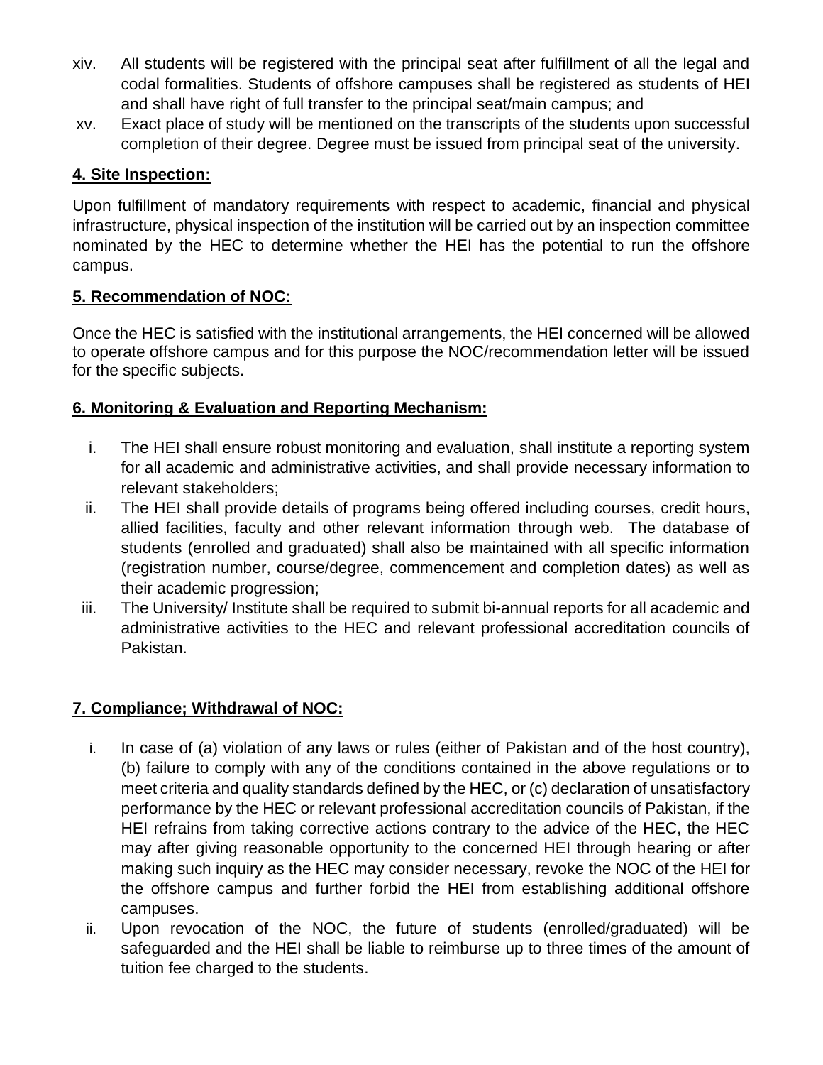xiv. All students will be registered with the principal seat after fulfillment of all the legal and codal formalities. Students of offshore campuses shall be registered as students of HEI and shall have right of full transfer to the principal seat/main campus; and

xv. Exact place of study will be mentioned on the transcripts of the students upon successful completion of their degree. Degree must be issued from principal seat of the university.

**4. Site Inspection:**

Upon fulfillment of mandatory requirements with respect to academic, financial and physical infrastructure, physical inspection of the institution will be carried out by an inspection committee nominated by the HEC to determine whether the HEI has the potential to run the offshore campus.

**5. Recommendation of NOC:**

Once the HEC is satisfied with the institutional arrangements, the HEI concerned will be allowed to operate offshore campus and for this purpose the NOC/recommendation letter will be issued for the specific subjects.

**6. Monitoring & Evaluation and Reporting Mechanism:**

i. The HEI shall ensure robust monitoring and evaluation, shall institute a reporting system for all academic and administrative activities, and shall provide necessary information to relevant stakeholders;

ii. The HEI shall provide details of programs being offered including courses, credit hours, allied facilities, faculty and other relevant information through web. The database of students (enrolled and graduated) shall also be maintained with all specific information (registration number, course/degree, commencement and completion dates) as well as their academic progression;

iii. The University/ Institute shall be required to submit bi-annual reports for all academic and administrative activities to the HEC and relevant professional accreditation councils of Pakistan.

**7. Compliance; Withdrawal of NOC:**

i. In case of (a) violation of any laws or rules (either of Pakistan and of the host country), (b) failure to comply with any of the conditions contained in the above regulations or to meet criteria and quality standards defined by the HEC, or (c) declaration of unsatisfactory performance by the HEC or relevant professional accreditation councils of Pakistan, if the HEI refrains from taking corrective actions contrary to the advice of the HEC, the HEC may after giving reasonable opportunity to the concerned HEI through hearing or after making such inquiry as the HEC may consider necessary, revoke the NOC of the HEI for the offshore campus and further forbid the HEI from establishing additional offshore campuses.

ii. Upon revocation of the NOC, the future of students (enrolled/graduated) will be safeguarded and the HEI shall be liable to reimburse up to three times of the amount of tuition fee charged to the students.